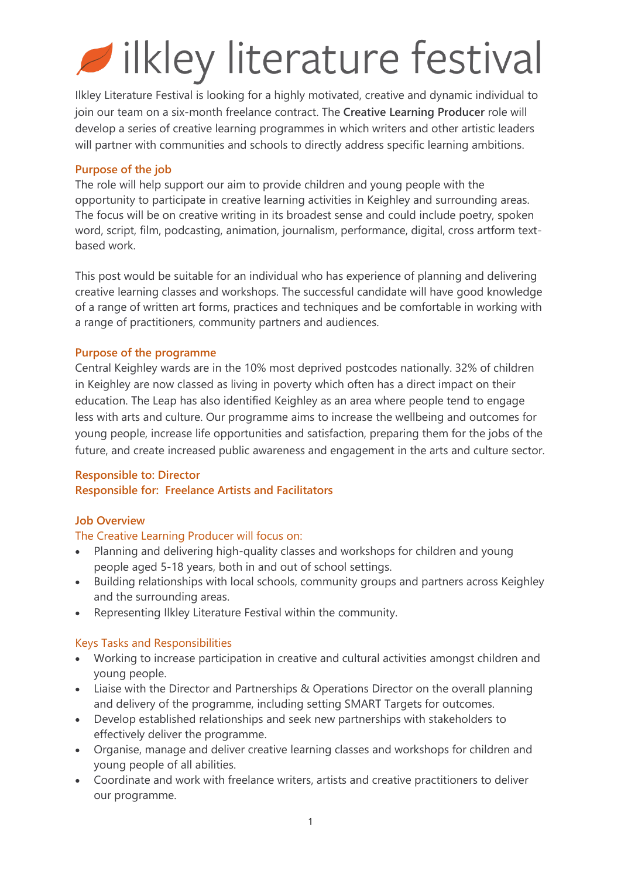# ilkley literature festival

Ilkley Literature Festival is looking for a highly motivated, creative and dynamic individual to join our team on a six-month freelance contract. The **Creative Learning Producer** role will develop a series of creative learning programmes in which writers and other artistic leaders will partner with communities and schools to directly address specific learning ambitions.

## Purpose of the job

The role will help support our aim to provide children and young people with the opportunity to participate in creative learning activities in Keighley and surrounding areas. The focus will be on creative writing in its broadest sense and could include poetry, spoken word, script, film, podcasting, animation, journalism, performance, digital, cross artform text-based work.

This post would be suitable for an individual who has experience of planning and delivering creative learning classes and workshops. The successful candidate will have good knowledge of a range of written art forms, practices and techniques and be comfortable in working with a range of practitioners, community partners and audiences.

## Purpose of the programme

Central Keighley wards are in the 10% most deprived postcodes nationally. 32% of children in Keighley are now classed as living in poverty which often has a direct impact on their education. The Leap has also identified Keighley as an area where people tend to engage less with arts and culture. Our programme aims to increase the wellbeing and outcomes for young people, increase life opportunities and satisfaction, preparing them for the jobs of the future, and create increased public awareness and engagement in the arts and culture sector.

**Responsible to: Director**
**Responsible for: Freelance Artists and Facilitators**

## Job Overview

### The Creative Learning Producer will focus on:

- Planning and delivering high-quality classes and workshops for children and young people aged 5-18 years, both in and out of school settings.
- Building relationships with local schools, community groups and partners across Keighley and the surrounding areas.
- Representing Ilkley Literature Festival within the community.

### Keys Tasks and Responsibilities

- Working to increase participation in creative and cultural activities amongst children and young people.
- Liaise with the Director and Partnerships & Operations Director on the overall planning and delivery of the programme, including setting SMART Targets for outcomes.
- Develop established relationships and seek new partnerships with stakeholders to effectively deliver the programme.
- Organise, manage and deliver creative learning classes and workshops for children and young people of all abilities.
- Coordinate and work with freelance writers, artists and creative practitioners to deliver our programme.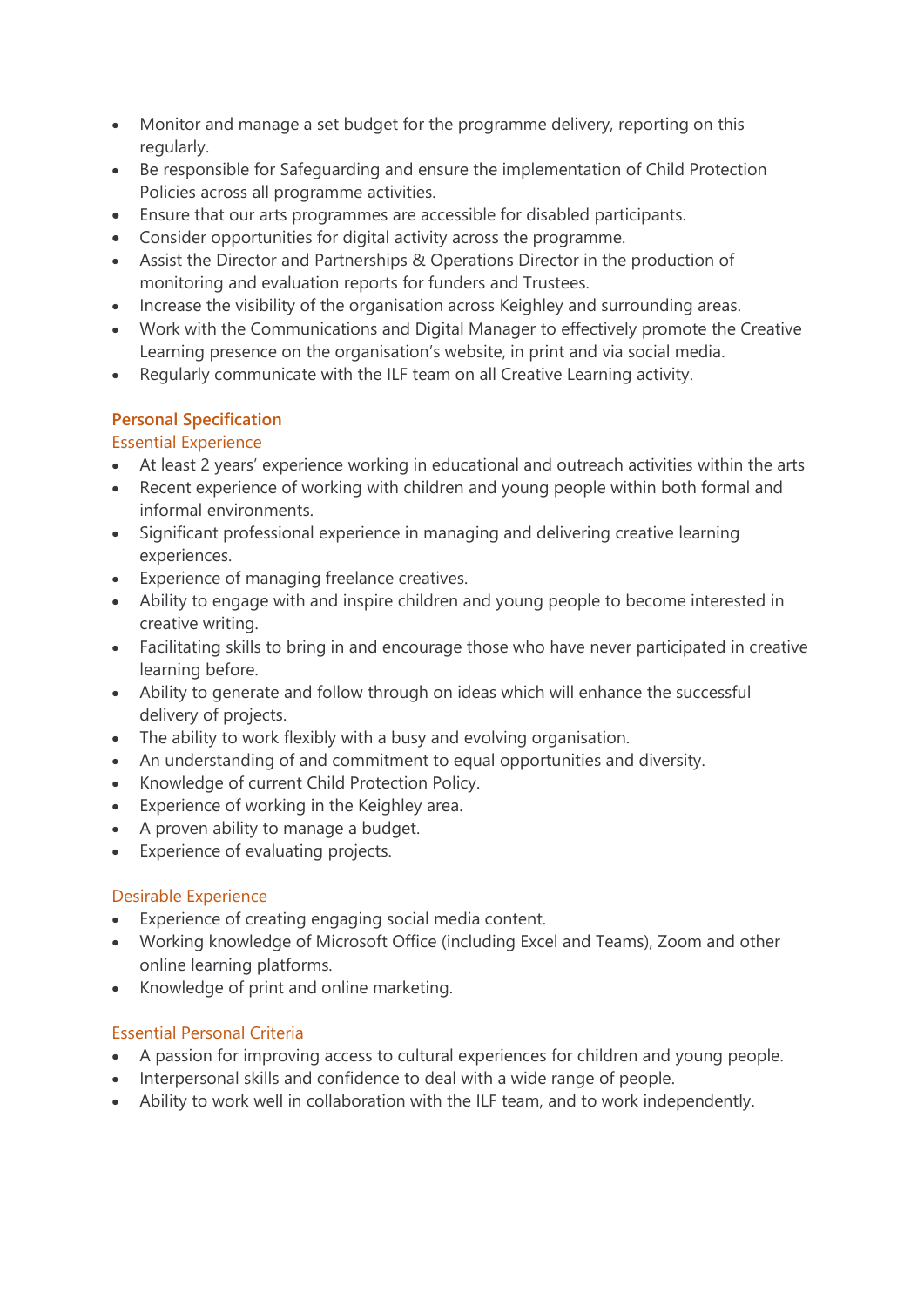- Monitor and manage a set budget for the programme delivery, reporting on this regularly.
- Be responsible for Safeguarding and ensure the implementation of Child Protection Policies across all programme activities.
- Ensure that our arts programmes are accessible for disabled participants.
- Consider opportunities for digital activity across the programme.
- Assist the Director and Partnerships & Operations Director in the production of monitoring and evaluation reports for funders and Trustees.
- Increase the visibility of the organisation across Keighley and surrounding areas.
- Work with the Communications and Digital Manager to effectively promote the Creative Learning presence on the organisation's website, in print and via social media.
- Regularly communicate with the ILF team on all Creative Learning activity.

## Personal Specification

### Essential Experience

- At least 2 years' experience working in educational and outreach activities within the arts
- Recent experience of working with children and young people within both formal and informal environments.
- Significant professional experience in managing and delivering creative learning experiences.
- Experience of managing freelance creatives.
- Ability to engage with and inspire children and young people to become interested in creative writing.
- Facilitating skills to bring in and encourage those who have never participated in creative learning before.
- Ability to generate and follow through on ideas which will enhance the successful delivery of projects.
- The ability to work flexibly with a busy and evolving organisation.
- An understanding of and commitment to equal opportunities and diversity.
- Knowledge of current Child Protection Policy.
- Experience of working in the Keighley area.
- A proven ability to manage a budget.
- Experience of evaluating projects.

### Desirable Experience

- Experience of creating engaging social media content.
- Working knowledge of Microsoft Office (including Excel and Teams), Zoom and other online learning platforms.
- Knowledge of print and online marketing.

### Essential Personal Criteria

- A passion for improving access to cultural experiences for children and young people.
- Interpersonal skills and confidence to deal with a wide range of people.
- Ability to work well in collaboration with the ILF team, and to work independently.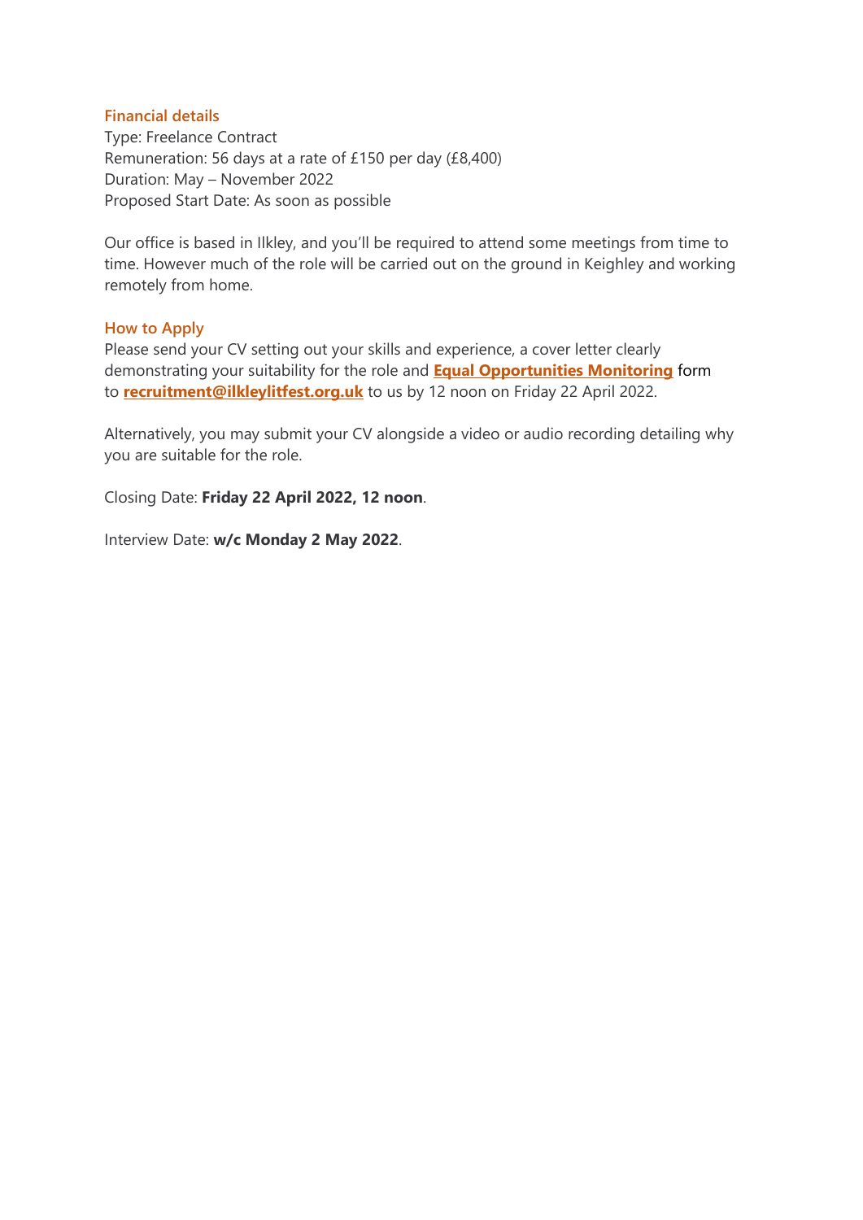### Financial details

Type: Freelance Contract
Remuneration: 56 days at a rate of £150 per day (£8,400)
Duration: May – November 2022
Proposed Start Date: As soon as possible

Our office is based in Ilkley, and you'll be required to attend some meetings from time to time. However much of the role will be carried out on the ground in Keighley and working remotely from home.

### How to Apply

Please send your CV setting out your skills and experience, a cover letter clearly demonstrating your suitability for the role and **Equal Opportunities Monitoring** form to **recruitment@ilkleylitfest.org.uk** to us by 12 noon on Friday 22 April 2022.

Alternatively, you may submit your CV alongside a video or audio recording detailing why you are suitable for the role.

Closing Date: **Friday 22 April 2022, 12 noon**.

Interview Date: **w/c Monday 2 May 2022**.